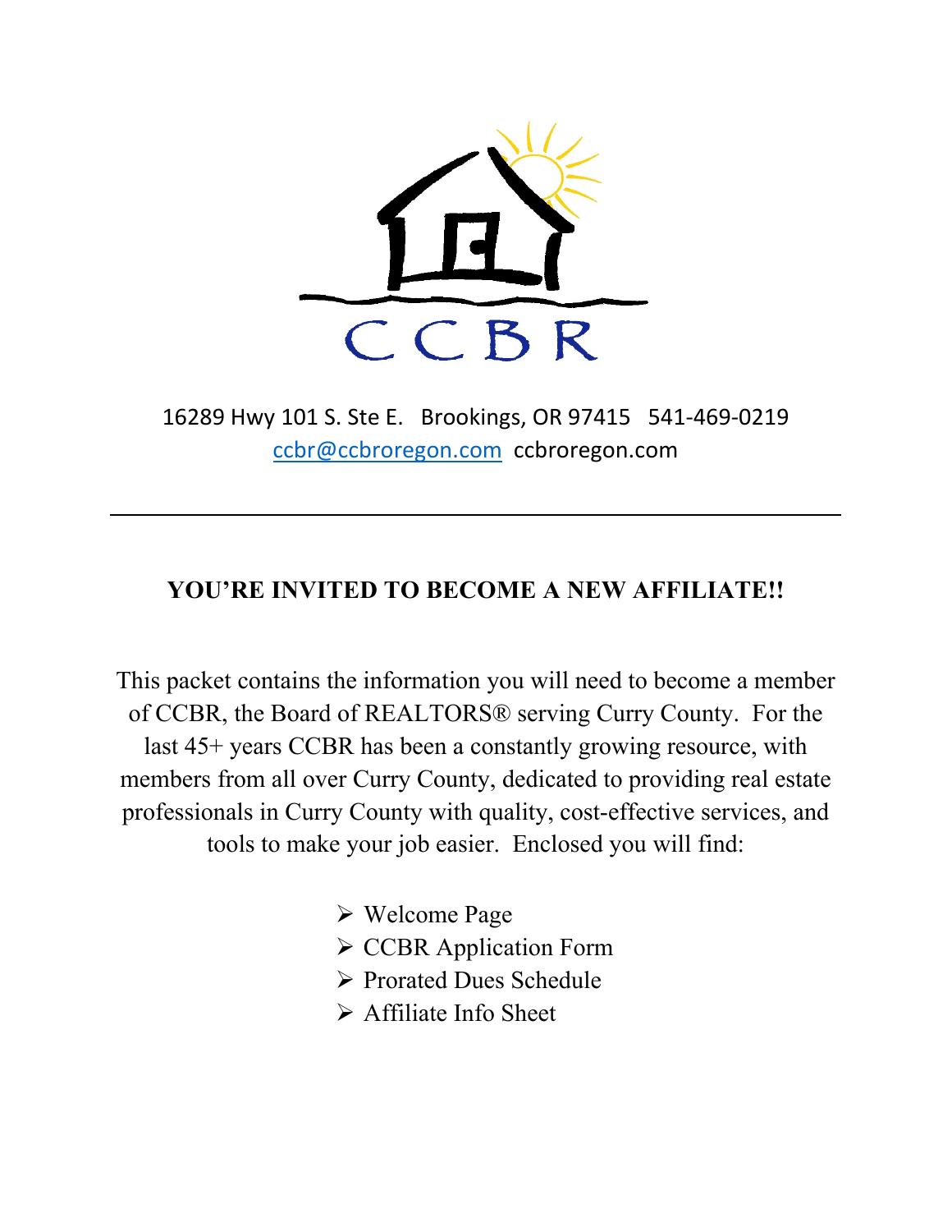CCBR

16289 Hwy 101 S. Ste E.   Brookings, OR 97415   541-469-0219
ccbr@ccbroregon.com  ccbroregon.com

---

## YOU'RE INVITED TO BECOME A NEW AFFILIATE!!

This packet contains the information you will need to become a member of CCBR, the Board of REALTORS® serving Curry County. For the last 45+ years CCBR has been a constantly growing resource, with members from all over Curry County, dedicated to providing real estate professionals in Curry County with quality, cost-effective services, and tools to make your job easier. Enclosed you will find:

- Welcome Page
- CCBR Application Form
- Prorated Dues Schedule
- Affiliate Info Sheet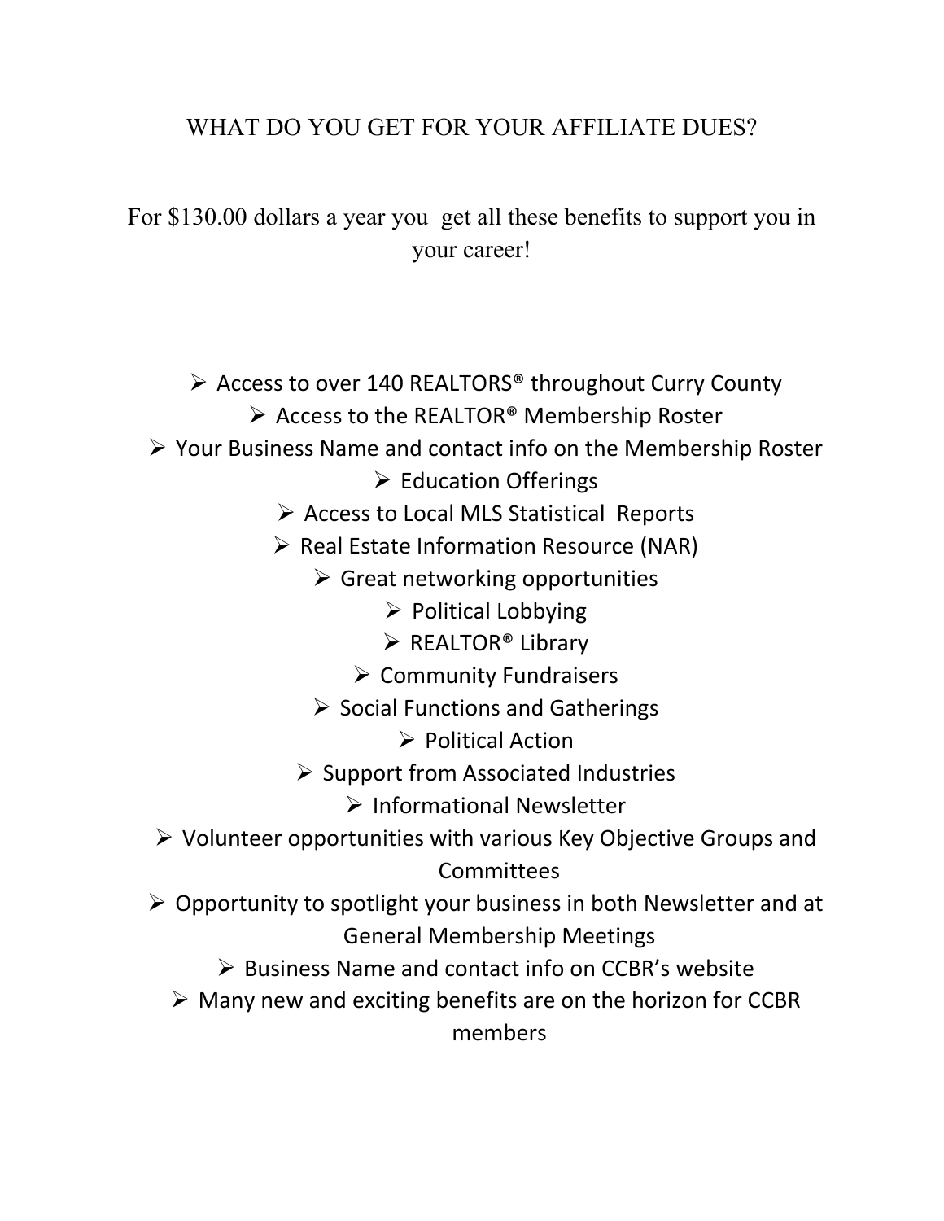# WHAT DO YOU GET FOR YOUR AFFILIATE DUES?

For $130.00 dollars a year you get all these benefits to support you in your career!

- Access to over 140 REALTORS® throughout Curry County
- Access to the REALTOR® Membership Roster
- Your Business Name and contact info on the Membership Roster
- Education Offerings
- Access to Local MLS Statistical Reports
- Real Estate Information Resource (NAR)
- Great networking opportunities
- Political Lobbying
- REALTOR® Library
- Community Fundraisers
- Social Functions and Gatherings
- Political Action
- Support from Associated Industries
- Informational Newsletter
- Volunteer opportunities with various Key Objective Groups and Committees
- Opportunity to spotlight your business in both Newsletter and at General Membership Meetings
- Business Name and contact info on CCBR's website
- Many new and exciting benefits are on the horizon for CCBR members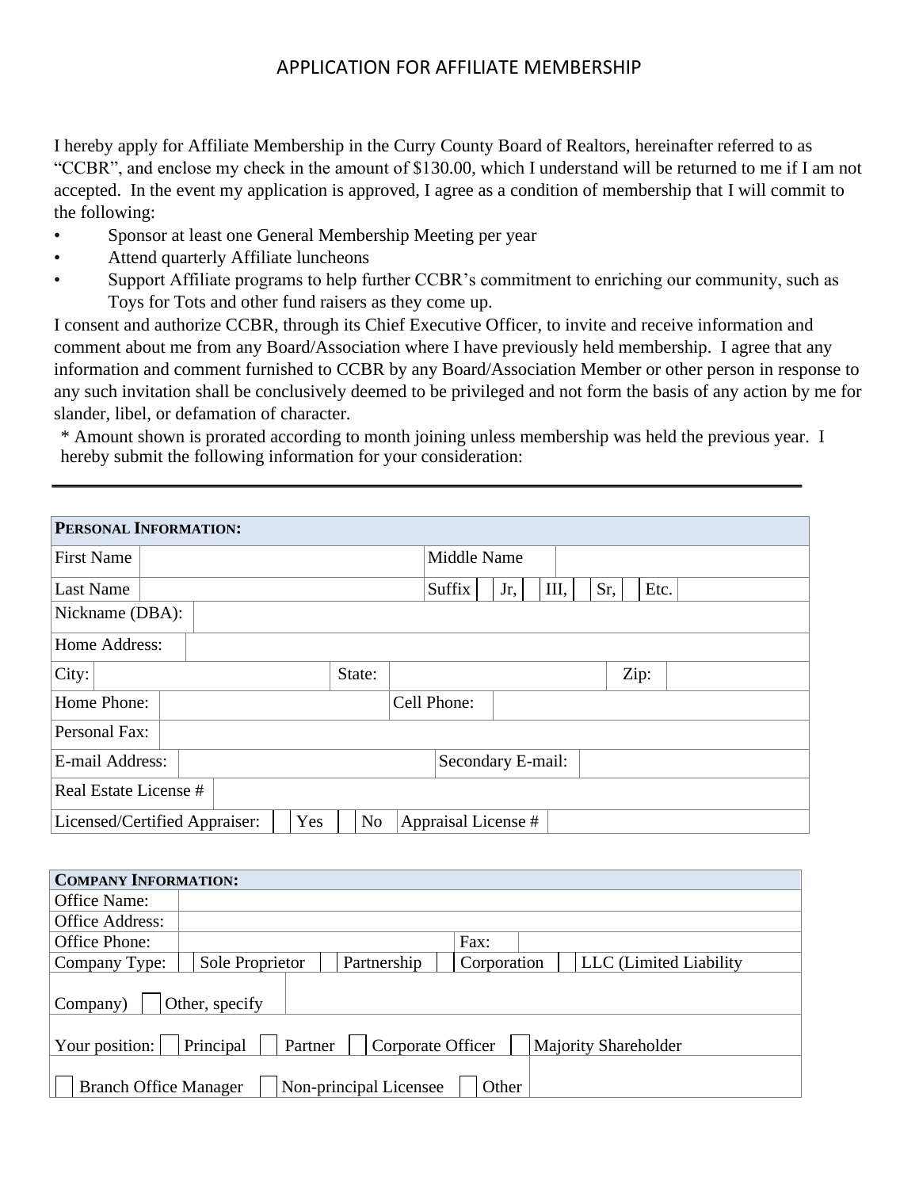# APPLICATION FOR AFFILIATE MEMBERSHIP

I hereby apply for Affiliate Membership in the Curry County Board of Realtors, hereinafter referred to as "CCBR", and enclose my check in the amount of $130.00, which I understand will be returned to me if I am not accepted. In the event my application is approved, I agree as a condition of membership that I will commit to the following:

- Sponsor at least one General Membership Meeting per year
- Attend quarterly Affiliate luncheons
- Support Affiliate programs to help further CCBR's commitment to enriching our community, such as Toys for Tots and other fund raisers as they come up.

I consent and authorize CCBR, through its Chief Executive Officer, to invite and receive information and comment about me from any Board/Association where I have previously held membership. I agree that any information and comment furnished to CCBR by any Board/Association Member or other person in response to any such invitation shall be conclusively deemed to be privileged and not form the basis of any action by me for slander, libel, or defamation of character.

* Amount shown is prorated according to month joining unless membership was held the previous year. I hereby submit the following information for your consideration:

---

| **PERSONAL INFORMATION:** | | | |
|---|---|---|---|
| First Name | | Middle Name | |
| Last Name | | Suffix ☐ Jr, ☐ III, ☐ Sr, ☐ Etc. | |
| Nickname (DBA): | | | |
| Home Address: | | | |
| City: | State: | Zip: | |
| Home Phone: | | Cell Phone: | |
| Personal Fax: | | | |
| E-mail Address: | | Secondary E-mail: | |
| Real Estate License # | | | |
| Licensed/Certified Appraiser: ☐ Yes ☐ No | | Appraisal License # | |

| **COMPANY INFORMATION:** | | | |
|---|---|---|---|
| Office Name: | | | |
| Office Address: | | | |
| Office Phone: | | Fax: | |
| Company Type: | ☐ Sole Proprietor ☐ Partnership ☐ Corporation ☐ LLC (Limited Liability Company) ☐ Other, specify | | |
| Your position: | ☐ Principal ☐ Partner ☐ Corporate Officer ☐ Majority Shareholder | | |
| ☐ Branch Office Manager ☐ Non-principal Licensee ☐ Other | | | |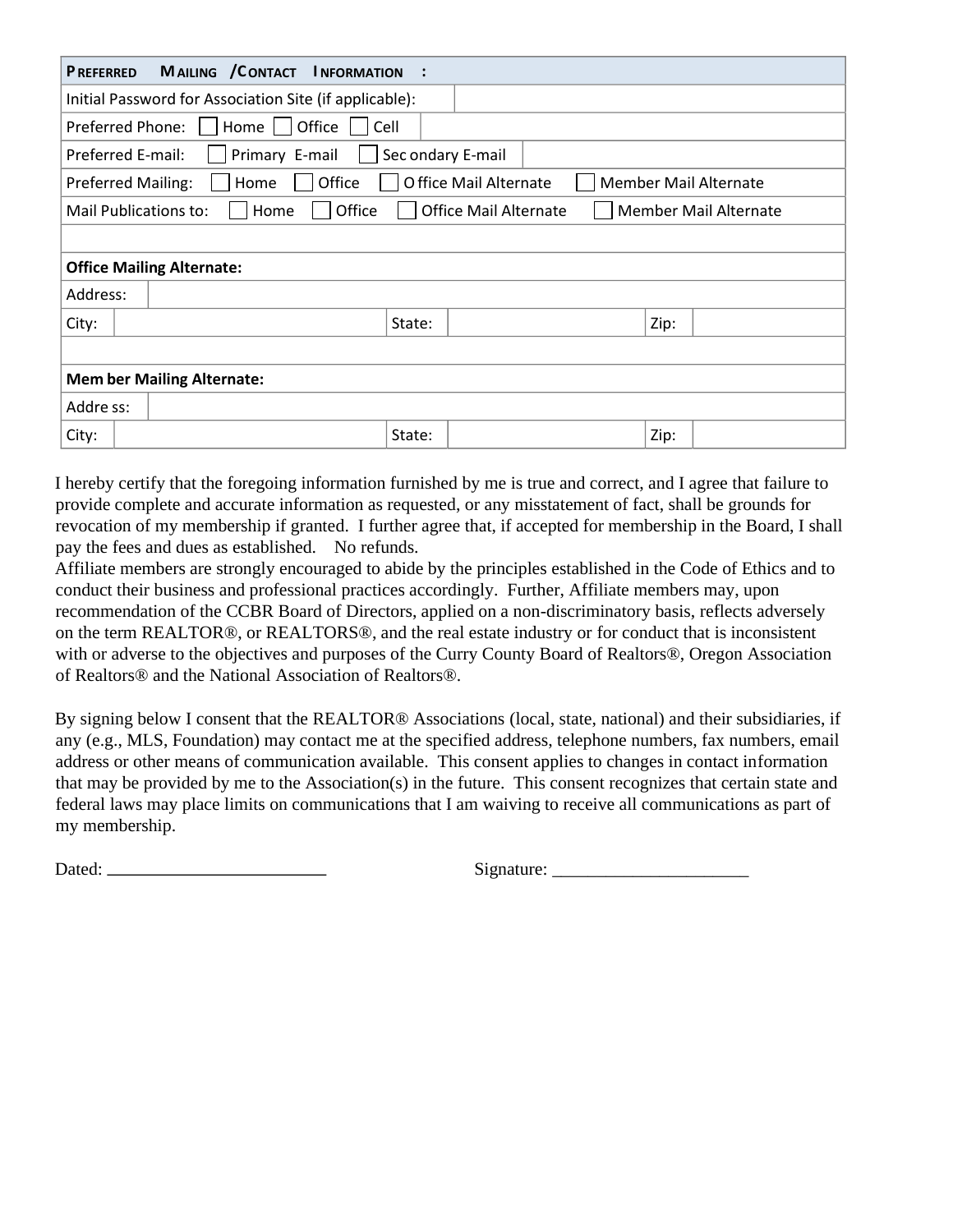| **PREFERRED MAILING /CONTACT INFORMATION :** | | | | | |
|---|---|---|---|---|---|
| Initial Password for Association Site (if applicable): | | | | | |
| Preferred Phone: ☐ Home ☐ Office ☐ Cell | | | | | |
| Preferred E-mail: ☐ Primary E-mail ☐ Secondary E-mail | | | | | |
| Preferred Mailing: ☐ Home ☐ Office ☐ Office Mail Alternate ☐ Member Mail Alternate | | | | | |
| Mail Publications to: ☐ Home ☐ Office ☐ Office Mail Alternate ☐ Member Mail Alternate | | | | | |
| | | | | | |
| **Office Mailing Alternate:** | | | | | |
| Address: | | | | | |
| City: | | State: | | Zip: | |
| | | | | | |
| **Member Mailing Alternate:** | | | | | |
| Address: | | | | | |
| City: | | State: | | Zip: | |

I hereby certify that the foregoing information furnished by me is true and correct, and I agree that failure to provide complete and accurate information as requested, or any misstatement of fact, shall be grounds for revocation of my membership if granted. I further agree that, if accepted for membership in the Board, I shall pay the fees and dues as established. No refunds.
Affiliate members are strongly encouraged to abide by the principles established in the Code of Ethics and to conduct their business and professional practices accordingly. Further, Affiliate members may, upon recommendation of the CCBR Board of Directors, applied on a non-discriminatory basis, reflects adversely on the term REALTOR®, or REALTORS®, and the real estate industry or for conduct that is inconsistent with or adverse to the objectives and purposes of the Curry County Board of Realtors®, Oregon Association of Realtors® and the National Association of Realtors®.

By signing below I consent that the REALTOR® Associations (local, state, national) and their subsidiaries, if any (e.g., MLS, Foundation) may contact me at the specified address, telephone numbers, fax numbers, email address or other means of communication available. This consent applies to changes in contact information that may be provided by me to the Association(s) in the future. This consent recognizes that certain state and federal laws may place limits on communications that I am waiving to receive all communications as part of my membership.

Dated: ________________________ Signature: ______________________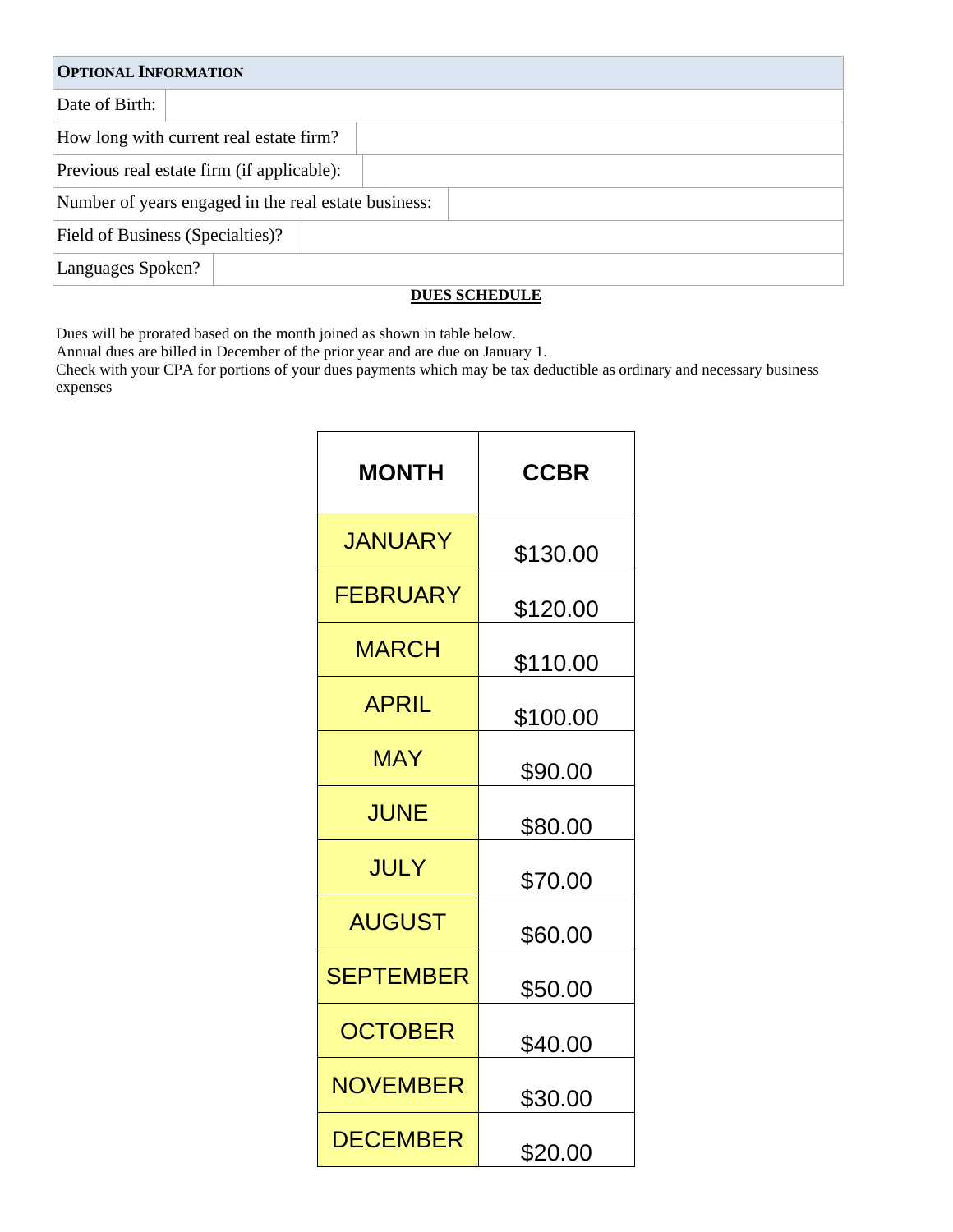| **Optional Information** | |
|---|---|
| Date of Birth: | |
| How long with current real estate firm? | |
| Previous real estate firm (if applicable): | |
| Number of years engaged in the real estate business: | |
| Field of Business (Specialties)? | |
| Languages Spoken? | |

**DUES SCHEDULE**

Dues will be prorated based on the month joined as shown in table below.
Annual dues are billed in December of the prior year and are due on January 1.
Check with your CPA for portions of your dues payments which may be tax deductible as ordinary and necessary business expenses

| MONTH | CCBR |
|---|---|
| JANUARY | $130.00 |
| FEBRUARY | $120.00 |
| MARCH | $110.00 |
| APRIL | $100.00 |
| MAY | $90.00 |
| JUNE | $80.00 |
| JULY | $70.00 |
| AUGUST | $60.00 |
| SEPTEMBER | $50.00 |
| OCTOBER | $40.00 |
| NOVEMBER | $30.00 |
| DECEMBER | $20.00 |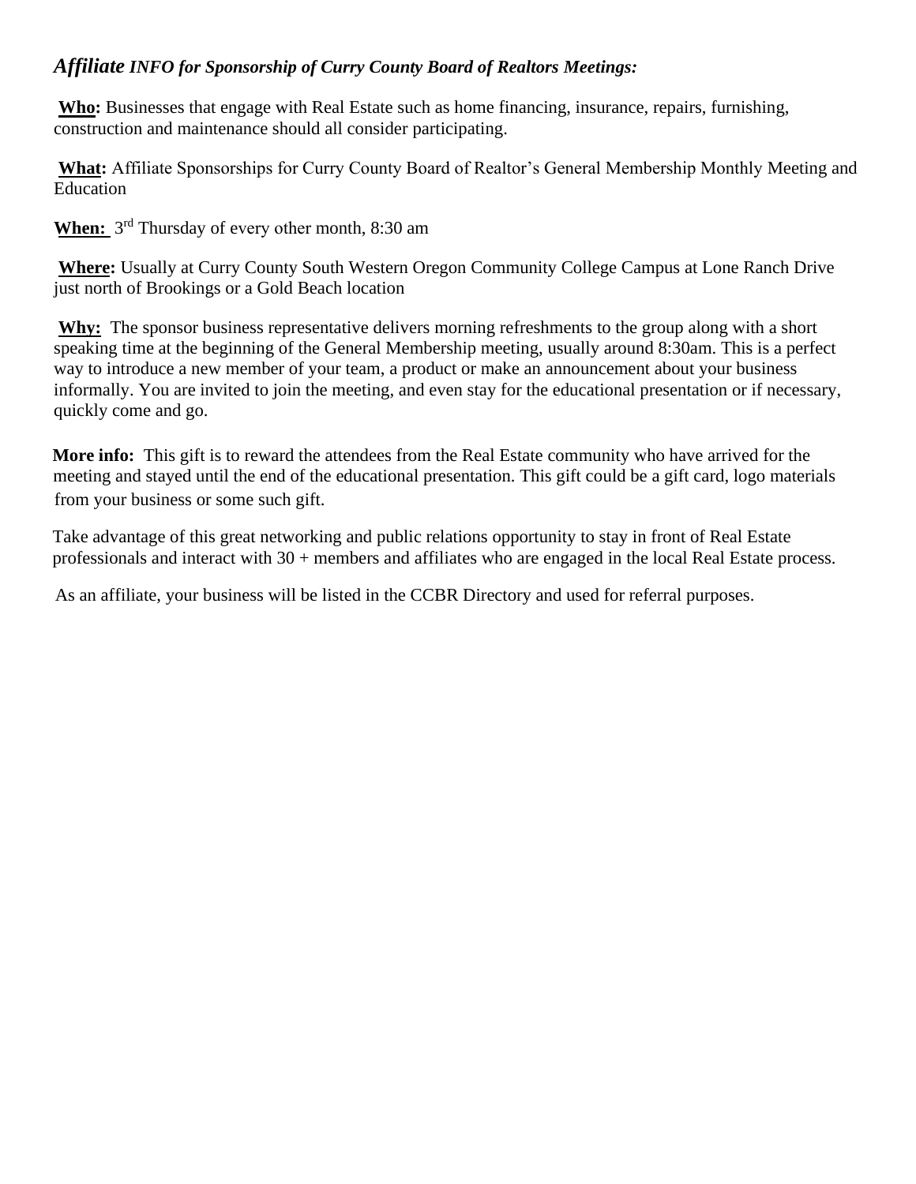## *Affiliate INFO for Sponsorship of Curry County Board of Realtors Meetings:*

**Who:** Businesses that engage with Real Estate such as home financing, insurance, repairs, furnishing, construction and maintenance should all consider participating.

**What:** Affiliate Sponsorships for Curry County Board of Realtor's General Membership Monthly Meeting and Education

**When:** 3rd Thursday of every other month, 8:30 am

**Where:** Usually at Curry County South Western Oregon Community College Campus at Lone Ranch Drive just north of Brookings or a Gold Beach location

**Why:** The sponsor business representative delivers morning refreshments to the group along with a short speaking time at the beginning of the General Membership meeting, usually around 8:30am. This is a perfect way to introduce a new member of your team, a product or make an announcement about your business informally. You are invited to join the meeting, and even stay for the educational presentation or if necessary, quickly come and go.

**More info:** This gift is to reward the attendees from the Real Estate community who have arrived for the meeting and stayed until the end of the educational presentation. This gift could be a gift card, logo materials from your business or some such gift.

Take advantage of this great networking and public relations opportunity to stay in front of Real Estate professionals and interact with 30 + members and affiliates who are engaged in the local Real Estate process.

As an affiliate, your business will be listed in the CCBR Directory and used for referral purposes.